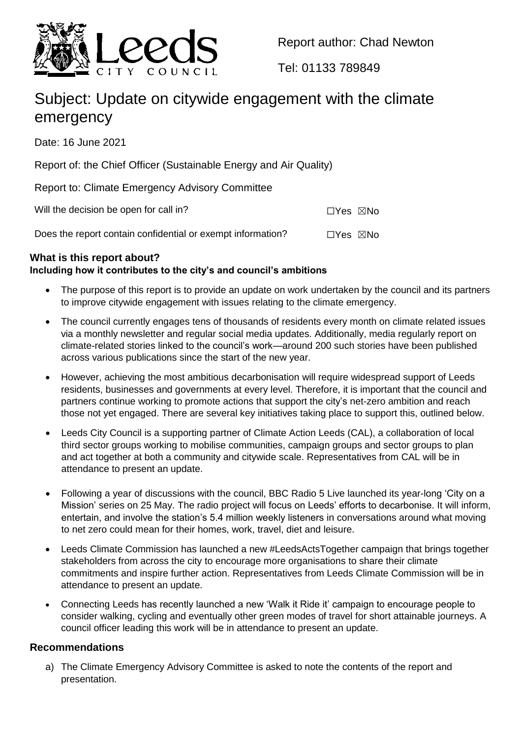Report author: Chad Newton

Tel: 01133 789849

# Subject: Update on citywide engagement with the climate emergency

Date: 16 June 2021

Report of: the Chief Officer (Sustainable Energy and Air Quality)

Report to: Climate Emergency Advisory Committee

Will the decision be open for call in? ☐Yes ☒No

Does the report contain confidential or exempt information? ☐Yes ☒No

## What is this report about?

**Including how it contributes to the city's and council's ambitions**

- The purpose of this report is to provide an update on work undertaken by the council and its partners to improve citywide engagement with issues relating to the climate emergency.
- The council currently engages tens of thousands of residents every month on climate related issues via a monthly newsletter and regular social media updates. Additionally, media regularly report on climate-related stories linked to the council's work—around 200 such stories have been published across various publications since the start of the new year.
- However, achieving the most ambitious decarbonisation will require widespread support of Leeds residents, businesses and governments at every level. Therefore, it is important that the council and partners continue working to promote actions that support the city's net-zero ambition and reach those not yet engaged. There are several key initiatives taking place to support this, outlined below.
- Leeds City Council is a supporting partner of Climate Action Leeds (CAL), a collaboration of local third sector groups working to mobilise communities, campaign groups and sector groups to plan and act together at both a community and citywide scale. Representatives from CAL will be in attendance to present an update.
- Following a year of discussions with the council, BBC Radio 5 Live launched its year-long 'City on a Mission' series on 25 May. The radio project will focus on Leeds' efforts to decarbonise. It will inform, entertain, and involve the station's 5.4 million weekly listeners in conversations around what moving to net zero could mean for their homes, work, travel, diet and leisure.
- Leeds Climate Commission has launched a new #LeedsActsTogether campaign that brings together stakeholders from across the city to encourage more organisations to share their climate commitments and inspire further action. Representatives from Leeds Climate Commission will be in attendance to present an update.
- Connecting Leeds has recently launched a new 'Walk it Ride it' campaign to encourage people to consider walking, cycling and eventually other green modes of travel for short attainable journeys. A council officer leading this work will be in attendance to present an update.

## Recommendations

a) The Climate Emergency Advisory Committee is asked to note the contents of the report and presentation.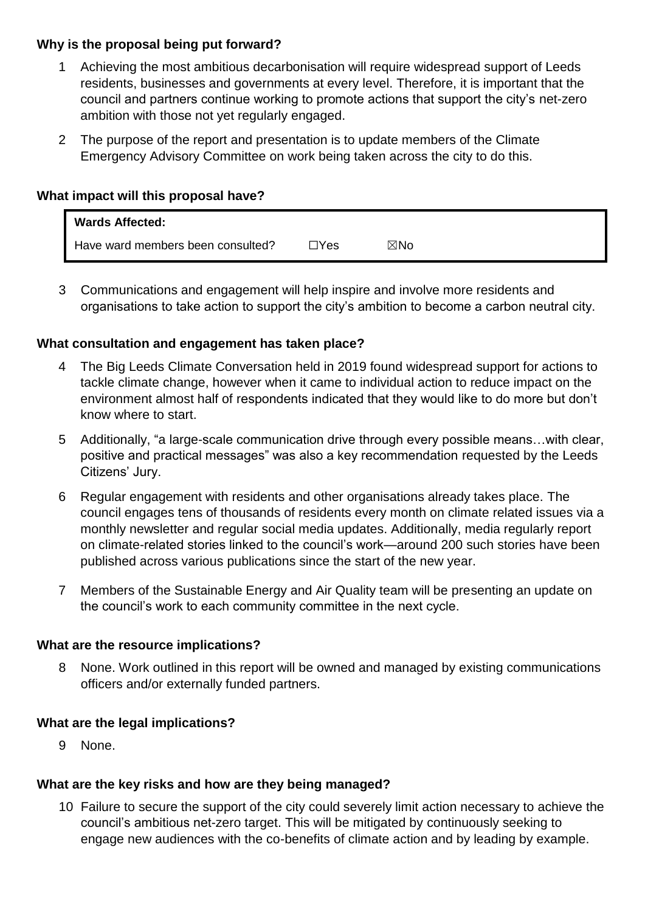**Why is the proposal being put forward?**

1 Achieving the most ambitious decarbonisation will require widespread support of Leeds residents, businesses and governments at every level. Therefore, it is important that the council and partners continue working to promote actions that support the city's net-zero ambition with those not yet regularly engaged.

2 The purpose of the report and presentation is to update members of the Climate Emergency Advisory Committee on work being taken across the city to do this.

**What impact will this proposal have?**

| **Wards Affected:** | | |
|---|---|---|
| Have ward members been consulted? | ☐Yes | ☒No |

3 Communications and engagement will help inspire and involve more residents and organisations to take action to support the city's ambition to become a carbon neutral city.

**What consultation and engagement has taken place?**

4 The Big Leeds Climate Conversation held in 2019 found widespread support for actions to tackle climate change, however when it came to individual action to reduce impact on the environment almost half of respondents indicated that they would like to do more but don't know where to start.

5 Additionally, "a large-scale communication drive through every possible means…with clear, positive and practical messages" was also a key recommendation requested by the Leeds Citizens' Jury.

6 Regular engagement with residents and other organisations already takes place. The council engages tens of thousands of residents every month on climate related issues via a monthly newsletter and regular social media updates. Additionally, media regularly report on climate-related stories linked to the council's work—around 200 such stories have been published across various publications since the start of the new year.

7 Members of the Sustainable Energy and Air Quality team will be presenting an update on the council's work to each community committee in the next cycle.

**What are the resource implications?**

8 None. Work outlined in this report will be owned and managed by existing communications officers and/or externally funded partners.

**What are the legal implications?**

9 None.

**What are the key risks and how are they being managed?**

10 Failure to secure the support of the city could severely limit action necessary to achieve the council's ambitious net-zero target. This will be mitigated by continuously seeking to engage new audiences with the co-benefits of climate action and by leading by example.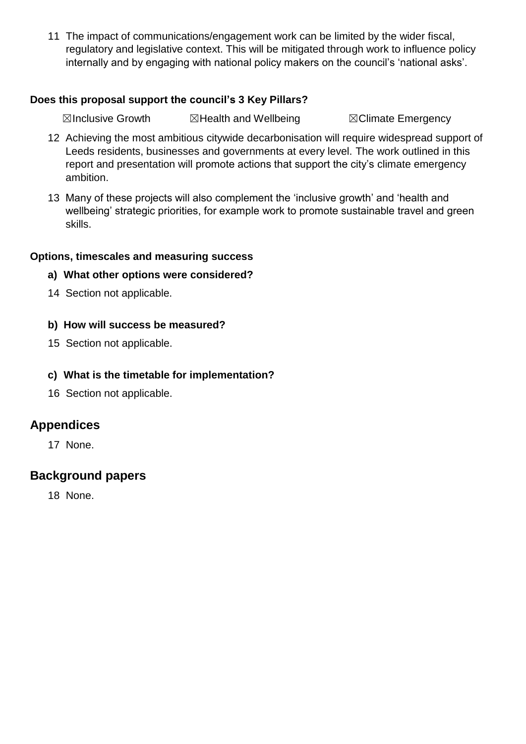11 The impact of communications/engagement work can be limited by the wider fiscal, regulatory and legislative context. This will be mitigated through work to influence policy internally and by engaging with national policy makers on the council's 'national asks'.

**Does this proposal support the council's 3 Key Pillars?**

☒Inclusive Growth ☒Health and Wellbeing ☒Climate Emergency

12 Achieving the most ambitious citywide decarbonisation will require widespread support of Leeds residents, businesses and governments at every level. The work outlined in this report and presentation will promote actions that support the city's climate emergency ambition.

13 Many of these projects will also complement the 'inclusive growth' and 'health and wellbeing' strategic priorities, for example work to promote sustainable travel and green skills.

**Options, timescales and measuring success**

**a) What other options were considered?**

14 Section not applicable.

**b) How will success be measured?**

15 Section not applicable.

**c) What is the timetable for implementation?**

16 Section not applicable.

## Appendices

17 None.

## Background papers

18 None.